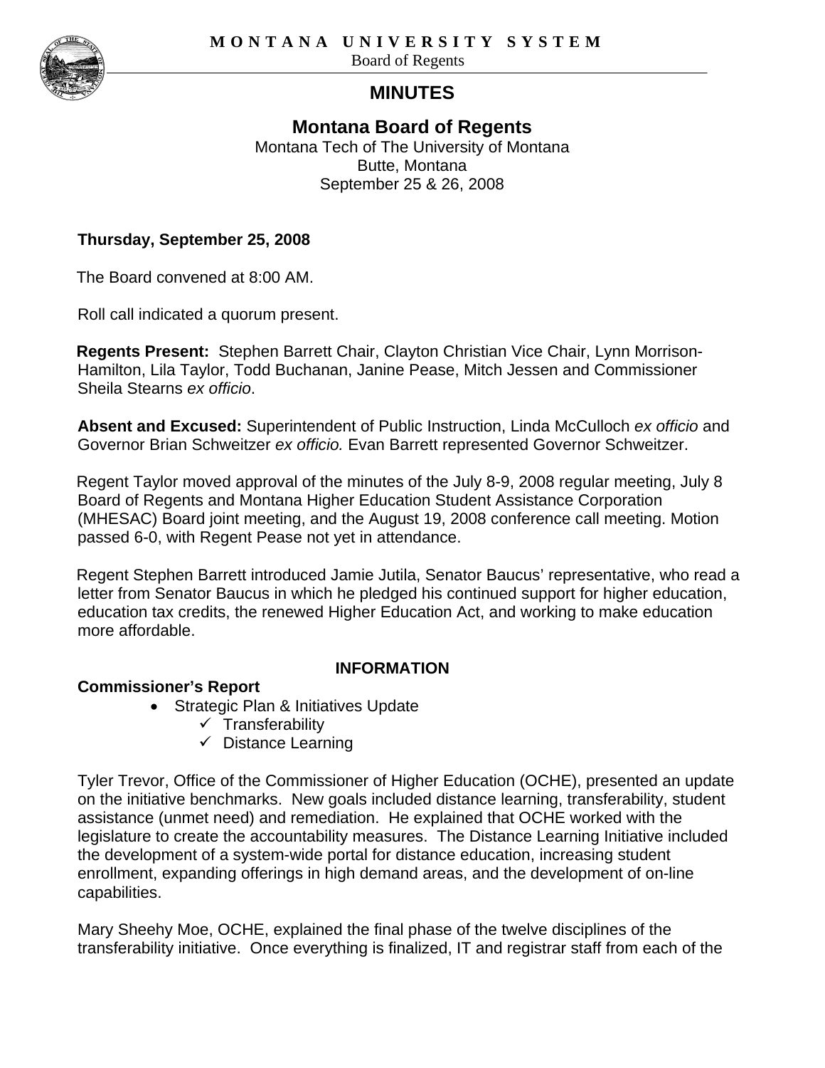MONTANA UNIVERSITY SYSTEM

Board of Regents

# MINUTES

## Montana Board of Regents

Montana Tech of The University of Montana
Butte, Montana
September 25 & 26, 2008

**Thursday, September 25, 2008**

The Board convened at 8:00 AM.

Roll call indicated a quorum present.

**Regents Present:** Stephen Barrett Chair, Clayton Christian Vice Chair, Lynn Morrison-Hamilton, Lila Taylor, Todd Buchanan, Janine Pease, Mitch Jessen and Commissioner Sheila Stearns *ex officio*.

**Absent and Excused:** Superintendent of Public Instruction, Linda McCulloch *ex officio* and Governor Brian Schweitzer *ex officio.* Evan Barrett represented Governor Schweitzer.

Regent Taylor moved approval of the minutes of the July 8-9, 2008 regular meeting, July 8 Board of Regents and Montana Higher Education Student Assistance Corporation (MHESAC) Board joint meeting, and the August 19, 2008 conference call meeting. Motion passed 6-0, with Regent Pease not yet in attendance.

Regent Stephen Barrett introduced Jamie Jutila, Senator Baucus' representative, who read a letter from Senator Baucus in which he pledged his continued support for higher education, education tax credits, the renewed Higher Education Act, and working to make education more affordable.

### INFORMATION

**Commissioner's Report**

- Strategic Plan & Initiatives Update
  - ✓ Transferability
  - ✓ Distance Learning

Tyler Trevor, Office of the Commissioner of Higher Education (OCHE), presented an update on the initiative benchmarks. New goals included distance learning, transferability, student assistance (unmet need) and remediation. He explained that OCHE worked with the legislature to create the accountability measures. The Distance Learning Initiative included the development of a system-wide portal for distance education, increasing student enrollment, expanding offerings in high demand areas, and the development of on-line capabilities.

Mary Sheehy Moe, OCHE, explained the final phase of the twelve disciplines of the transferability initiative. Once everything is finalized, IT and registrar staff from each of the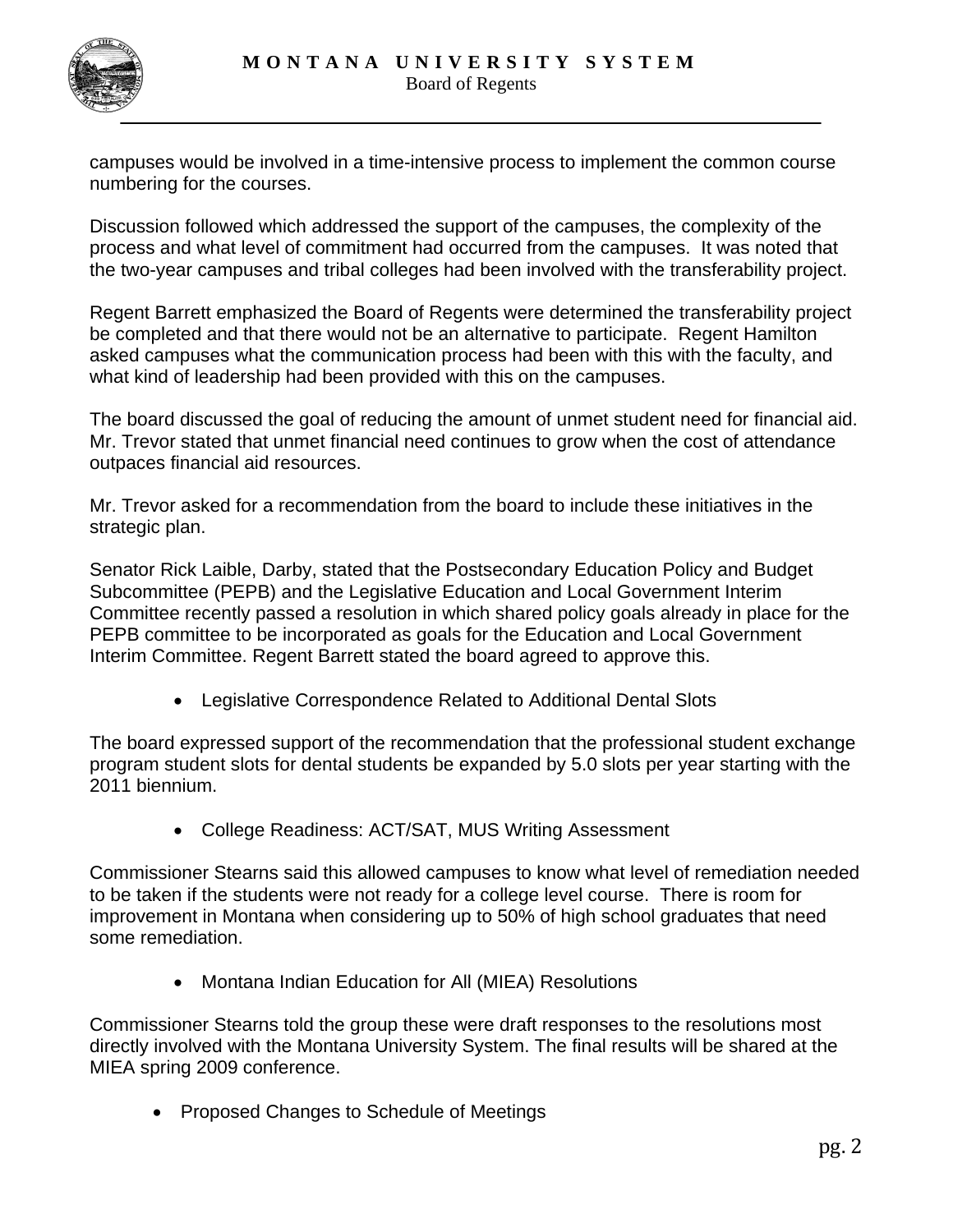campuses would be involved in a time-intensive process to implement the common course numbering for the courses.

Discussion followed which addressed the support of the campuses, the complexity of the process and what level of commitment had occurred from the campuses. It was noted that the two-year campuses and tribal colleges had been involved with the transferability project.

Regent Barrett emphasized the Board of Regents were determined the transferability project be completed and that there would not be an alternative to participate. Regent Hamilton asked campuses what the communication process had been with this with the faculty, and what kind of leadership had been provided with this on the campuses.

The board discussed the goal of reducing the amount of unmet student need for financial aid. Mr. Trevor stated that unmet financial need continues to grow when the cost of attendance outpaces financial aid resources.

Mr. Trevor asked for a recommendation from the board to include these initiatives in the strategic plan.

Senator Rick Laible, Darby, stated that the Postsecondary Education Policy and Budget Subcommittee (PEPB) and the Legislative Education and Local Government Interim Committee recently passed a resolution in which shared policy goals already in place for the PEPB committee to be incorporated as goals for the Education and Local Government Interim Committee. Regent Barrett stated the board agreed to approve this.

- Legislative Correspondence Related to Additional Dental Slots

The board expressed support of the recommendation that the professional student exchange program student slots for dental students be expanded by 5.0 slots per year starting with the 2011 biennium.

- College Readiness: ACT/SAT, MUS Writing Assessment

Commissioner Stearns said this allowed campuses to know what level of remediation needed to be taken if the students were not ready for a college level course. There is room for improvement in Montana when considering up to 50% of high school graduates that need some remediation.

- Montana Indian Education for All (MIEA) Resolutions

Commissioner Stearns told the group these were draft responses to the resolutions most directly involved with the Montana University System. The final results will be shared at the MIEA spring 2009 conference.

- Proposed Changes to Schedule of Meetings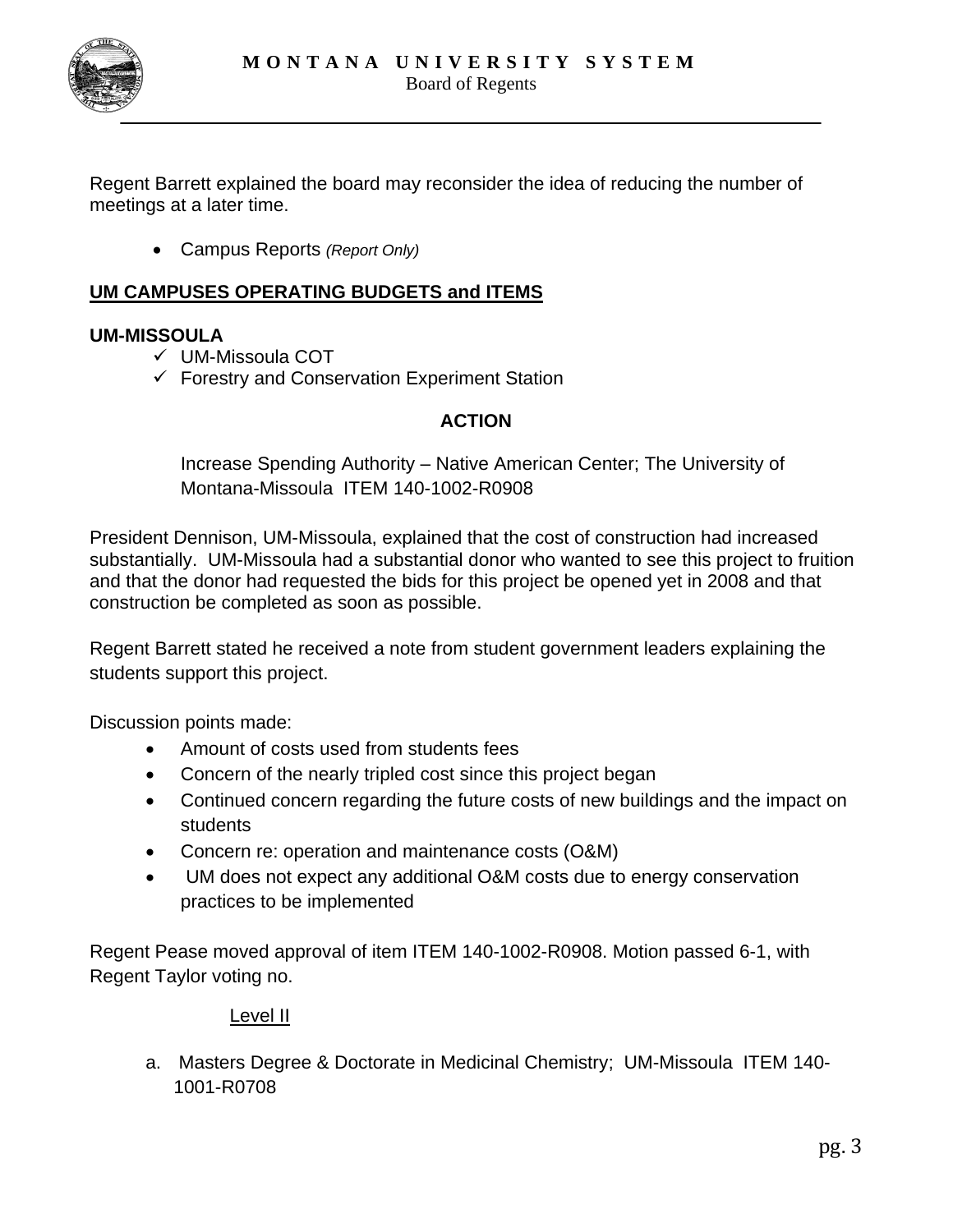Regent Barrett explained the board may reconsider the idea of reducing the number of meetings at a later time.

- Campus Reports *(Report Only)*

**UM CAMPUSES OPERATING BUDGETS and ITEMS**

**UM-MISSOULA**

- ✓ UM-Missoula COT
- ✓ Forestry and Conservation Experiment Station

**ACTION**

Increase Spending Authority – Native American Center; The University of Montana-Missoula ITEM 140-1002-R0908

President Dennison, UM-Missoula, explained that the cost of construction had increased substantially. UM-Missoula had a substantial donor who wanted to see this project to fruition and that the donor had requested the bids for this project be opened yet in 2008 and that construction be completed as soon as possible.

Regent Barrett stated he received a note from student government leaders explaining the students support this project.

Discussion points made:

- Amount of costs used from students fees
- Concern of the nearly tripled cost since this project began
- Continued concern regarding the future costs of new buildings and the impact on students
- Concern re: operation and maintenance costs (O&M)
- UM does not expect any additional O&M costs due to energy conservation practices to be implemented

Regent Pease moved approval of item ITEM 140-1002-R0908. Motion passed 6-1, with Regent Taylor voting no.

Level II

a. Masters Degree & Doctorate in Medicinal Chemistry; UM-Missoula ITEM 140-1001-R0708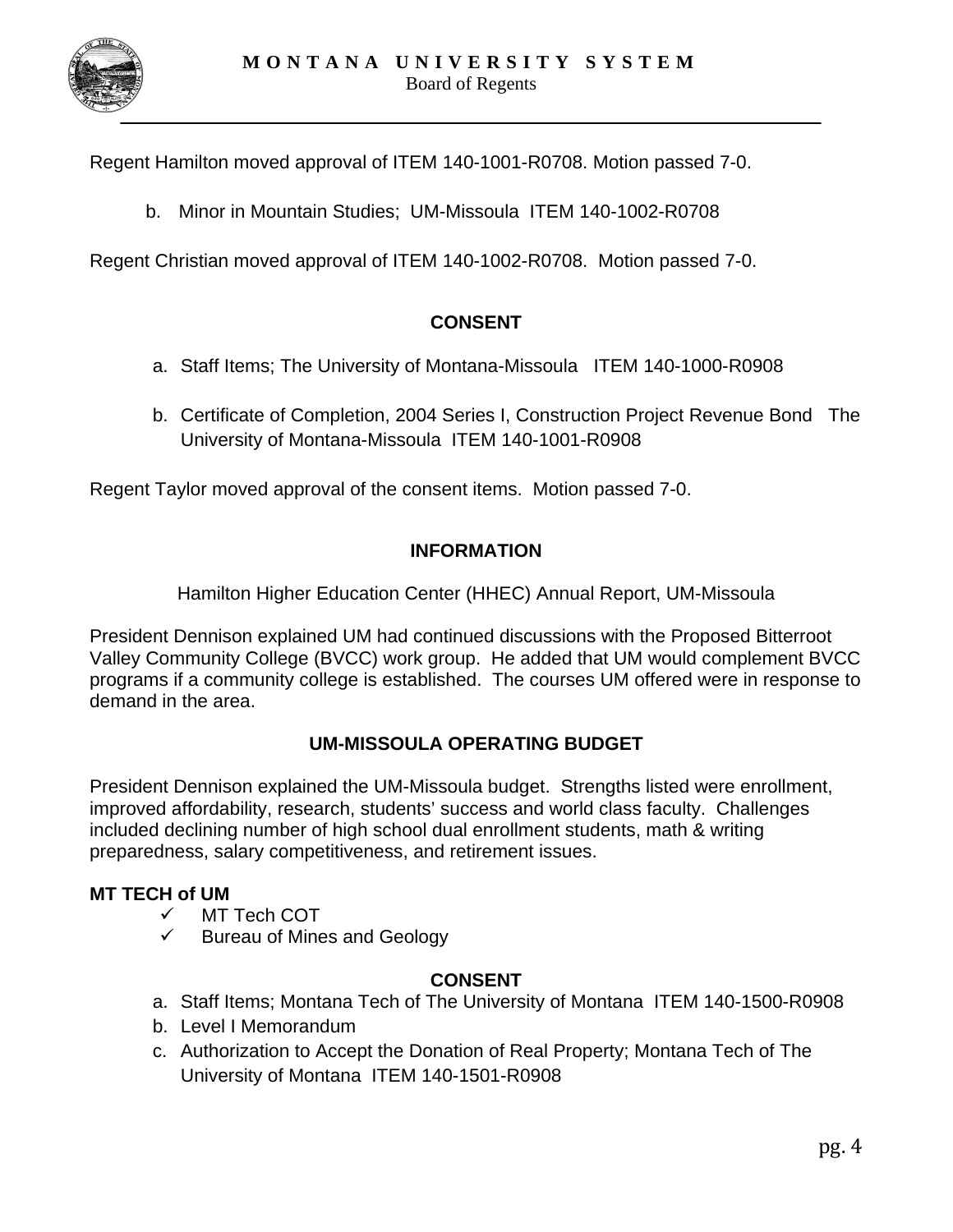Regent Hamilton moved approval of ITEM 140-1001-R0708. Motion passed 7-0.

b. Minor in Mountain Studies; UM-Missoula ITEM 140-1002-R0708

Regent Christian moved approval of ITEM 140-1002-R0708. Motion passed 7-0.

**CONSENT**

a. Staff Items; The University of Montana-Missoula ITEM 140-1000-R0908

b. Certificate of Completion, 2004 Series I, Construction Project Revenue Bond The University of Montana-Missoula ITEM 140-1001-R0908

Regent Taylor moved approval of the consent items. Motion passed 7-0.

**INFORMATION**

Hamilton Higher Education Center (HHEC) Annual Report, UM-Missoula

President Dennison explained UM had continued discussions with the Proposed Bitterroot Valley Community College (BVCC) work group. He added that UM would complement BVCC programs if a community college is established. The courses UM offered were in response to demand in the area.

**UM-MISSOULA OPERATING BUDGET**

President Dennison explained the UM-Missoula budget. Strengths listed were enrollment, improved affordability, research, students' success and world class faculty. Challenges included declining number of high school dual enrollment students, math & writing preparedness, salary competitiveness, and retirement issues.

**MT TECH of UM**

- ✓ MT Tech COT
- ✓ Bureau of Mines and Geology

**CONSENT**

a. Staff Items; Montana Tech of The University of Montana ITEM 140-1500-R0908
b. Level I Memorandum
c. Authorization to Accept the Donation of Real Property; Montana Tech of The University of Montana ITEM 140-1501-R0908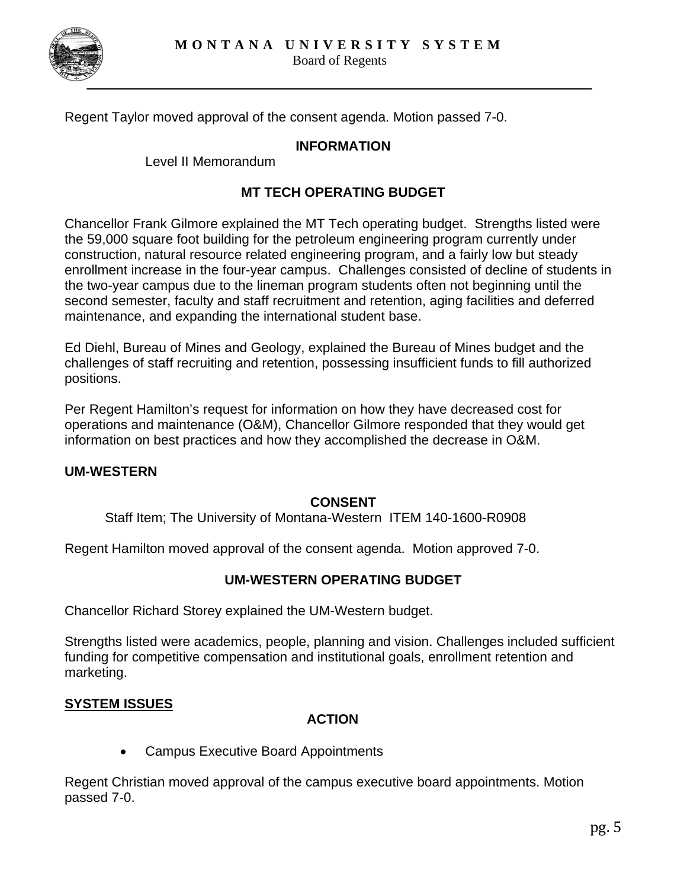Regent Taylor moved approval of the consent agenda. Motion passed 7-0.

**INFORMATION**

Level II Memorandum

**MT TECH OPERATING BUDGET**

Chancellor Frank Gilmore explained the MT Tech operating budget. Strengths listed were the 59,000 square foot building for the petroleum engineering program currently under construction, natural resource related engineering program, and a fairly low but steady enrollment increase in the four-year campus. Challenges consisted of decline of students in the two-year campus due to the lineman program students often not beginning until the second semester, faculty and staff recruitment and retention, aging facilities and deferred maintenance, and expanding the international student base.

Ed Diehl, Bureau of Mines and Geology, explained the Bureau of Mines budget and the challenges of staff recruiting and retention, possessing insufficient funds to fill authorized positions.

Per Regent Hamilton's request for information on how they have decreased cost for operations and maintenance (O&M), Chancellor Gilmore responded that they would get information on best practices and how they accomplished the decrease in O&M.

**UM-WESTERN**

**CONSENT**

Staff Item; The University of Montana-Western ITEM 140-1600-R0908

Regent Hamilton moved approval of the consent agenda. Motion approved 7-0.

**UM-WESTERN OPERATING BUDGET**

Chancellor Richard Storey explained the UM-Western budget.

Strengths listed were academics, people, planning and vision. Challenges included sufficient funding for competitive compensation and institutional goals, enrollment retention and marketing.

**SYSTEM ISSUES**

**ACTION**

- Campus Executive Board Appointments

Regent Christian moved approval of the campus executive board appointments. Motion passed 7-0.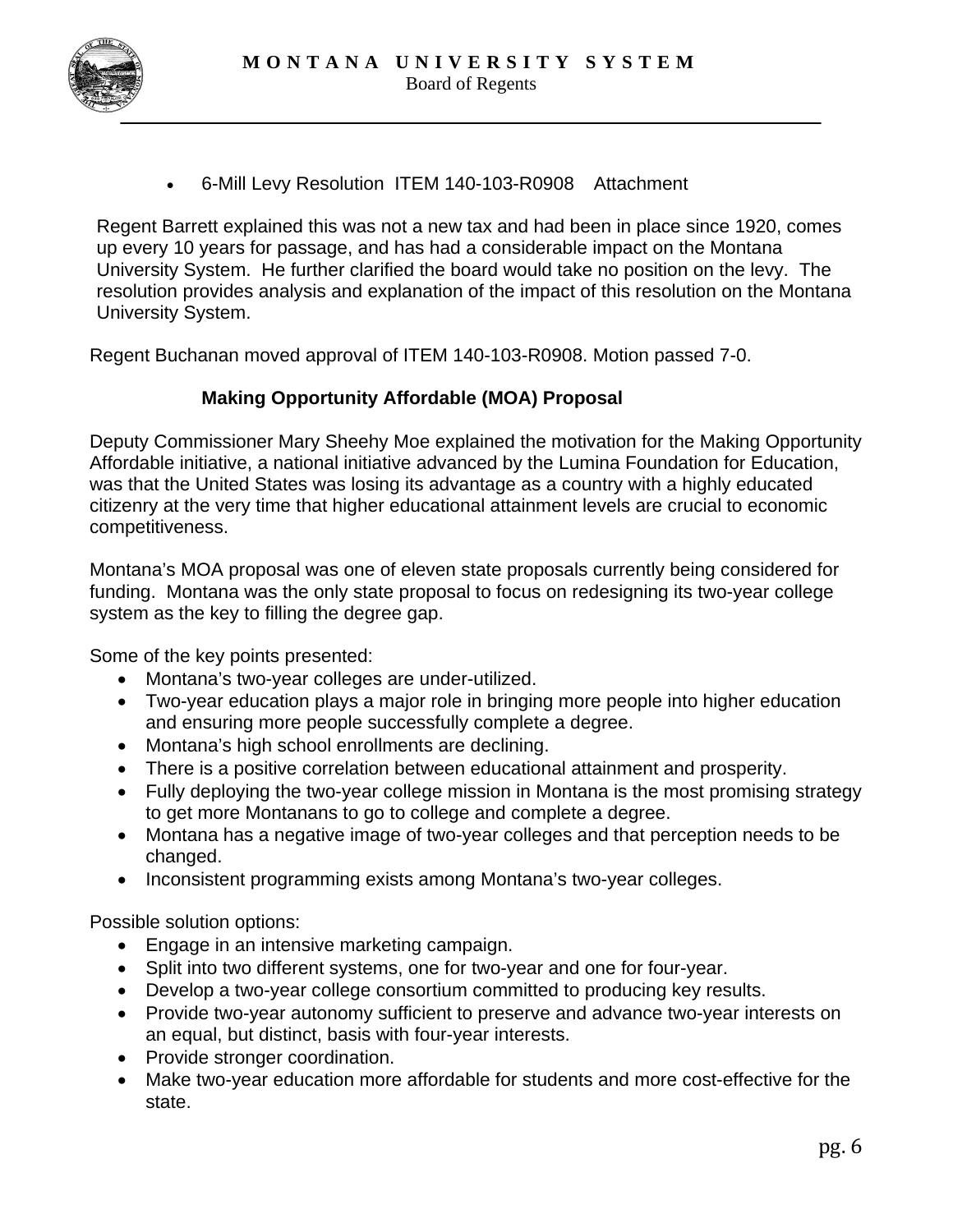- 6-Mill Levy Resolution ITEM 140-103-R0908 Attachment

Regent Barrett explained this was not a new tax and had been in place since 1920, comes up every 10 years for passage, and has had a considerable impact on the Montana University System. He further clarified the board would take no position on the levy. The resolution provides analysis and explanation of the impact of this resolution on the Montana University System.

Regent Buchanan moved approval of ITEM 140-103-R0908. Motion passed 7-0.

**Making Opportunity Affordable (MOA) Proposal**

Deputy Commissioner Mary Sheehy Moe explained the motivation for the Making Opportunity Affordable initiative, a national initiative advanced by the Lumina Foundation for Education, was that the United States was losing its advantage as a country with a highly educated citizenry at the very time that higher educational attainment levels are crucial to economic competitiveness.

Montana's MOA proposal was one of eleven state proposals currently being considered for funding. Montana was the only state proposal to focus on redesigning its two-year college system as the key to filling the degree gap.

Some of the key points presented:

- Montana's two-year colleges are under-utilized.
- Two-year education plays a major role in bringing more people into higher education and ensuring more people successfully complete a degree.
- Montana's high school enrollments are declining.
- There is a positive correlation between educational attainment and prosperity.
- Fully deploying the two-year college mission in Montana is the most promising strategy to get more Montanans to go to college and complete a degree.
- Montana has a negative image of two-year colleges and that perception needs to be changed.
- Inconsistent programming exists among Montana's two-year colleges.

Possible solution options:

- Engage in an intensive marketing campaign.
- Split into two different systems, one for two-year and one for four-year.
- Develop a two-year college consortium committed to producing key results.
- Provide two-year autonomy sufficient to preserve and advance two-year interests on an equal, but distinct, basis with four-year interests.
- Provide stronger coordination.
- Make two-year education more affordable for students and more cost-effective for the state.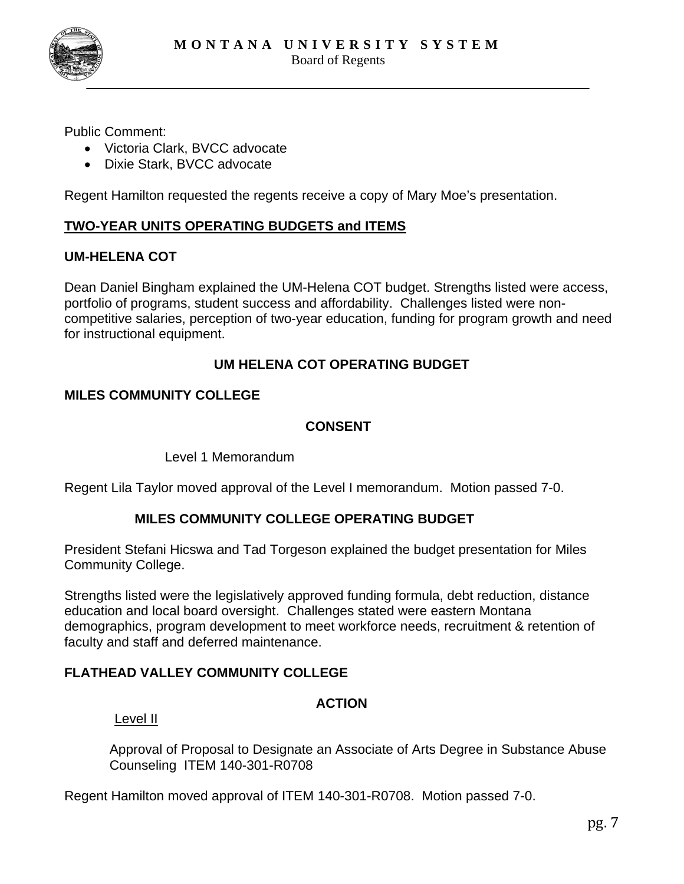Public Comment:

- Victoria Clark, BVCC advocate
- Dixie Stark, BVCC advocate

Regent Hamilton requested the regents receive a copy of Mary Moe's presentation.

## TWO-YEAR UNITS OPERATING BUDGETS and ITEMS

### UM-HELENA COT

Dean Daniel Bingham explained the UM-Helena COT budget. Strengths listed were access, portfolio of programs, student success and affordability. Challenges listed were non-competitive salaries, perception of two-year education, funding for program growth and need for instructional equipment.

**UM HELENA COT OPERATING BUDGET**

### MILES COMMUNITY COLLEGE

**CONSENT**

Level 1 Memorandum

Regent Lila Taylor moved approval of the Level I memorandum. Motion passed 7-0.

**MILES COMMUNITY COLLEGE OPERATING BUDGET**

President Stefani Hicswa and Tad Torgeson explained the budget presentation for Miles Community College.

Strengths listed were the legislatively approved funding formula, debt reduction, distance education and local board oversight. Challenges stated were eastern Montana demographics, program development to meet workforce needs, recruitment & retention of faculty and staff and deferred maintenance.

### FLATHEAD VALLEY COMMUNITY COLLEGE

**ACTION**

Level II

Approval of Proposal to Designate an Associate of Arts Degree in Substance Abuse Counseling ITEM 140-301-R0708

Regent Hamilton moved approval of ITEM 140-301-R0708. Motion passed 7-0.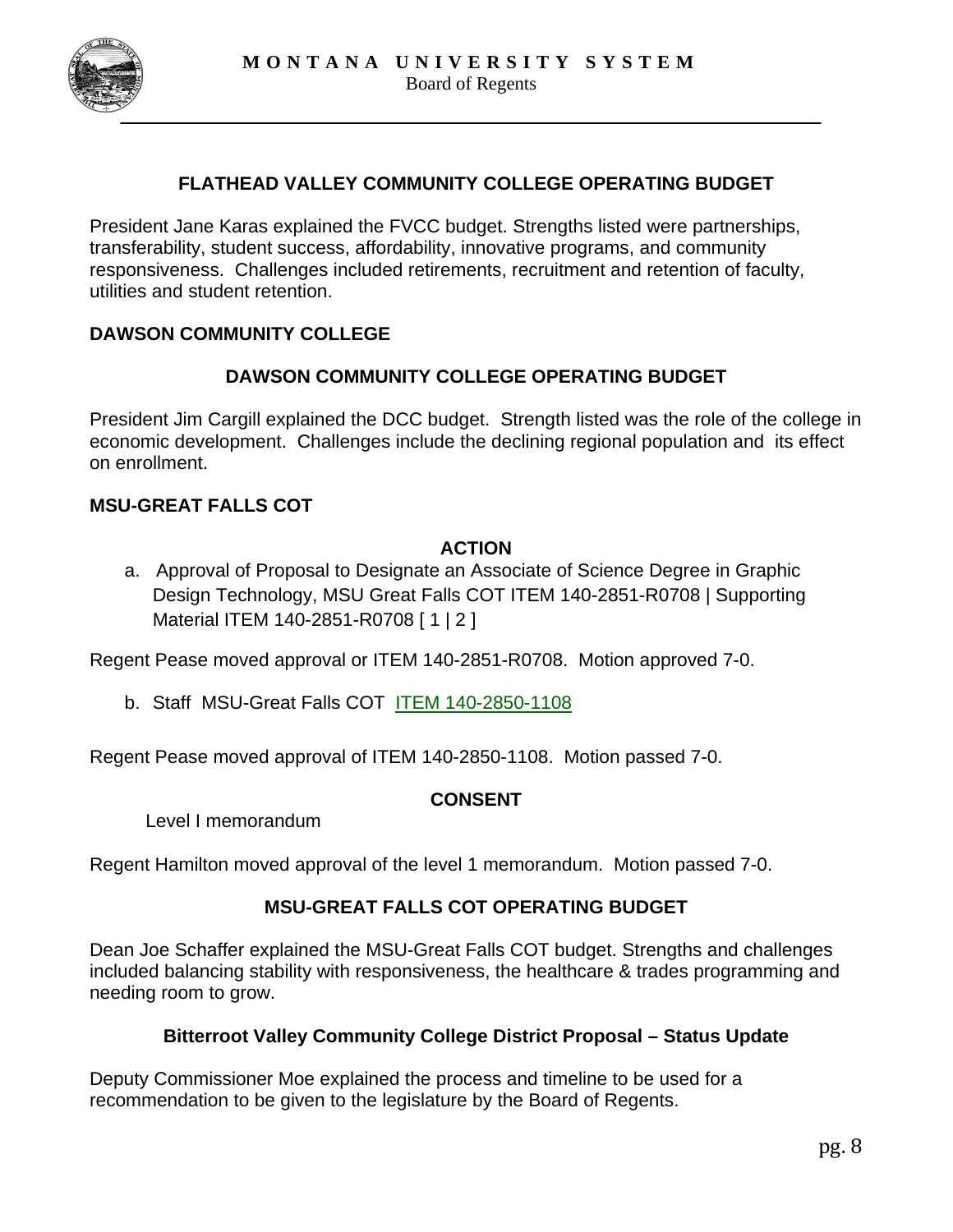### FLATHEAD VALLEY COMMUNITY COLLEGE OPERATING BUDGET

President Jane Karas explained the FVCC budget. Strengths listed were partnerships, transferability, student success, affordability, innovative programs, and community responsiveness. Challenges included retirements, recruitment and retention of faculty, utilities and student retention.

## DAWSON COMMUNITY COLLEGE

### DAWSON COMMUNITY COLLEGE OPERATING BUDGET

President Jim Cargill explained the DCC budget. Strength listed was the role of the college in economic development. Challenges include the declining regional population and its effect on enrollment.

## MSU-GREAT FALLS COT

### ACTION

a. Approval of Proposal to Designate an Associate of Science Degree in Graphic Design Technology, MSU Great Falls COT ITEM 140-2851-R0708 | Supporting Material ITEM 140-2851-R0708 [ 1 | 2 ]

Regent Pease moved approval or ITEM 140-2851-R0708. Motion approved 7-0.

b. Staff MSU-Great Falls COT ITEM 140-2850-1108

Regent Pease moved approval of ITEM 140-2850-1108. Motion passed 7-0.

### CONSENT

Level I memorandum

Regent Hamilton moved approval of the level 1 memorandum. Motion passed 7-0.

### MSU-GREAT FALLS COT OPERATING BUDGET

Dean Joe Schaffer explained the MSU-Great Falls COT budget. Strengths and challenges included balancing stability with responsiveness, the healthcare & trades programming and needing room to grow.

### Bitterroot Valley Community College District Proposal – Status Update

Deputy Commissioner Moe explained the process and timeline to be used for a recommendation to be given to the legislature by the Board of Regents.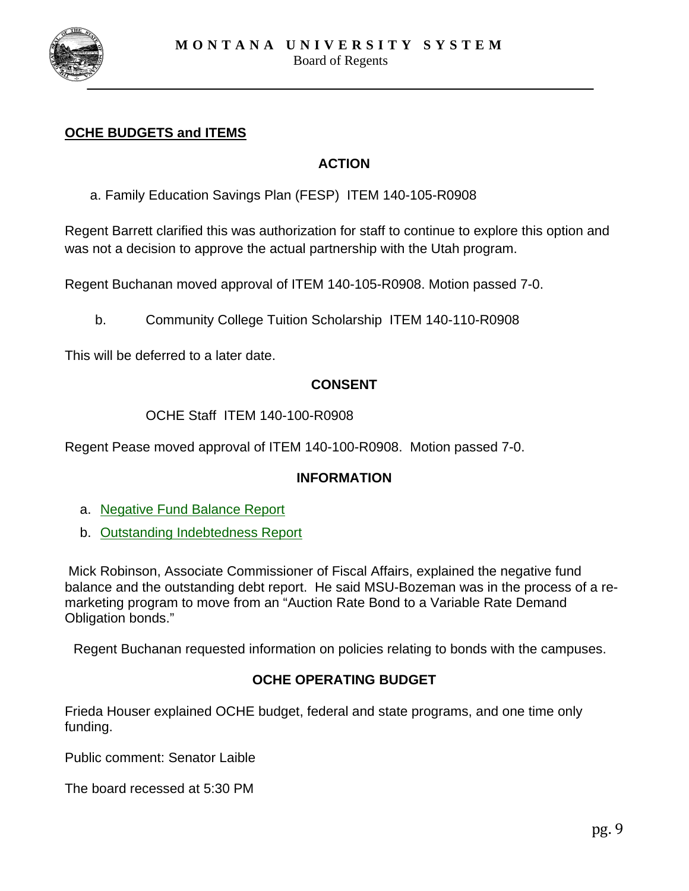## OCHE BUDGETS and ITEMS

### ACTION

a. Family Education Savings Plan (FESP) ITEM 140-105-R0908

Regent Barrett clarified this was authorization for staff to continue to explore this option and was not a decision to approve the actual partnership with the Utah program.

Regent Buchanan moved approval of ITEM 140-105-R0908. Motion passed 7-0.

b. Community College Tuition Scholarship ITEM 140-110-R0908

This will be deferred to a later date.

### CONSENT

OCHE Staff ITEM 140-100-R0908

Regent Pease moved approval of ITEM 140-100-R0908. Motion passed 7-0.

### INFORMATION

a. Negative Fund Balance Report
b. Outstanding Indebtedness Report

Mick Robinson, Associate Commissioner of Fiscal Affairs, explained the negative fund balance and the outstanding debt report. He said MSU-Bozeman was in the process of a re-marketing program to move from an "Auction Rate Bond to a Variable Rate Demand Obligation bonds."

Regent Buchanan requested information on policies relating to bonds with the campuses.

### OCHE OPERATING BUDGET

Frieda Houser explained OCHE budget, federal and state programs, and one time only funding.

Public comment: Senator Laible

The board recessed at 5:30 PM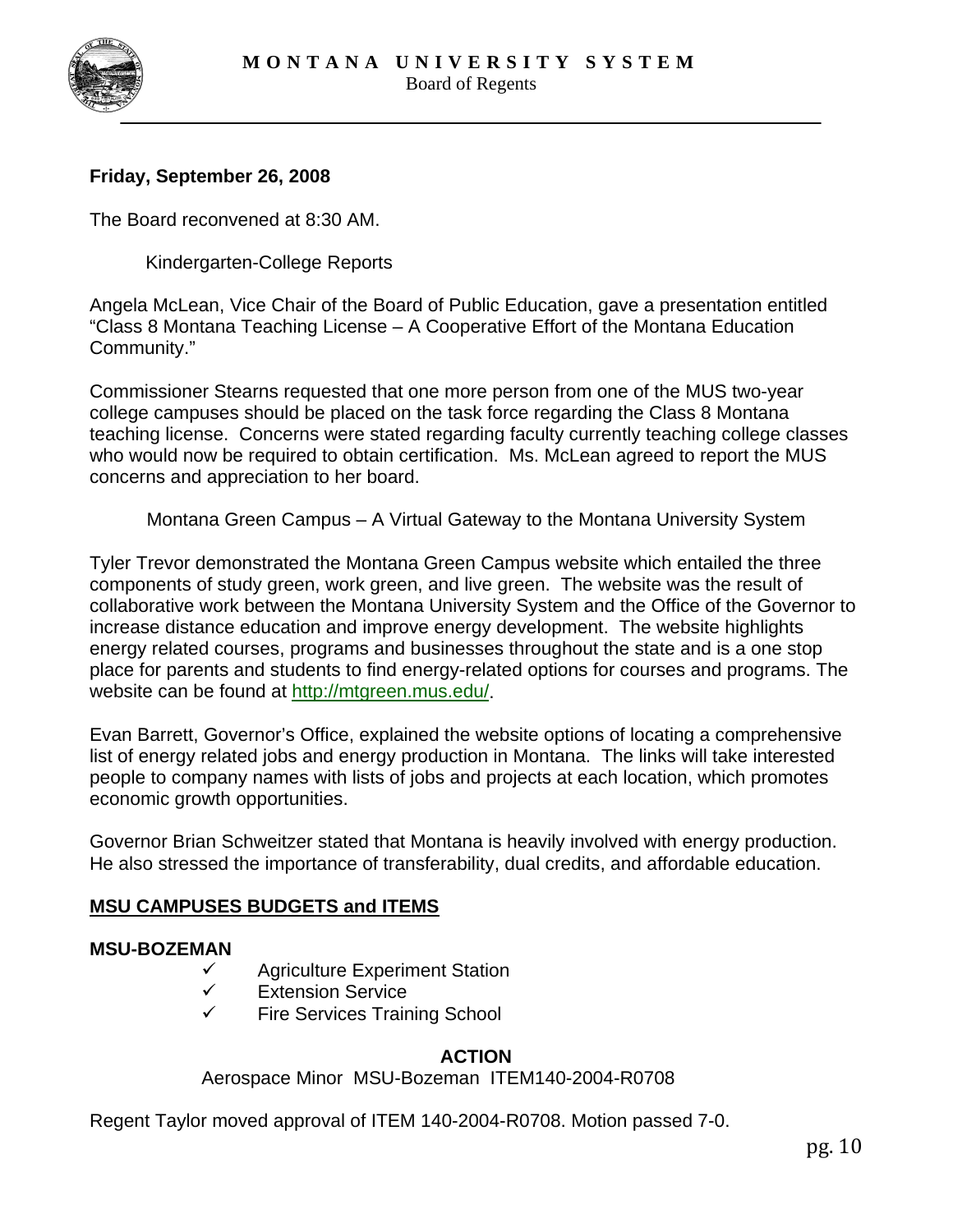**Friday, September 26, 2008**

The Board reconvened at 8:30 AM.

Kindergarten-College Reports

Angela McLean, Vice Chair of the Board of Public Education, gave a presentation entitled "Class 8 Montana Teaching License – A Cooperative Effort of the Montana Education Community."

Commissioner Stearns requested that one more person from one of the MUS two-year college campuses should be placed on the task force regarding the Class 8 Montana teaching license. Concerns were stated regarding faculty currently teaching college classes who would now be required to obtain certification. Ms. McLean agreed to report the MUS concerns and appreciation to her board.

Montana Green Campus – A Virtual Gateway to the Montana University System

Tyler Trevor demonstrated the Montana Green Campus website which entailed the three components of study green, work green, and live green. The website was the result of collaborative work between the Montana University System and the Office of the Governor to increase distance education and improve energy development. The website highlights energy related courses, programs and businesses throughout the state and is a one stop place for parents and students to find energy-related options for courses and programs. The website can be found at http://mtgreen.mus.edu/.

Evan Barrett, Governor's Office, explained the website options of locating a comprehensive list of energy related jobs and energy production in Montana. The links will take interested people to company names with lists of jobs and projects at each location, which promotes economic growth opportunities.

Governor Brian Schweitzer stated that Montana is heavily involved with energy production. He also stressed the importance of transferability, dual credits, and affordable education.

**MSU CAMPUSES BUDGETS and ITEMS**

**MSU-BOZEMAN**

- ✓ Agriculture Experiment Station
- ✓ Extension Service
- ✓ Fire Services Training School

**ACTION**

Aerospace Minor MSU-Bozeman ITEM140-2004-R0708

Regent Taylor moved approval of ITEM 140-2004-R0708. Motion passed 7-0.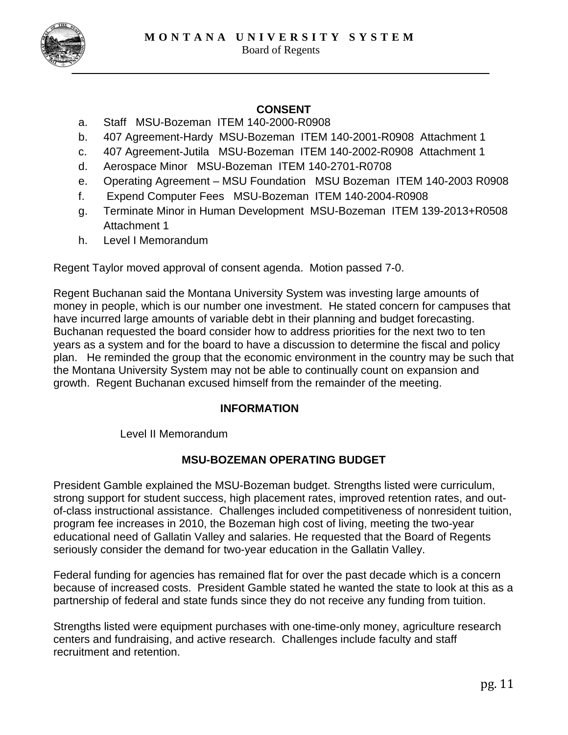## CONSENT

a. Staff MSU-Bozeman ITEM 140-2000-R0908
b. 407 Agreement-Hardy MSU-Bozeman ITEM 140-2001-R0908 Attachment 1
c. 407 Agreement-Jutila MSU-Bozeman ITEM 140-2002-R0908 Attachment 1
d. Aerospace Minor MSU-Bozeman ITEM 140-2701-R0708
e. Operating Agreement – MSU Foundation MSU Bozeman ITEM 140-2003 R0908
f. Expend Computer Fees MSU-Bozeman ITEM 140-2004-R0908
g. Terminate Minor in Human Development MSU-Bozeman ITEM 139-2013+R0508 Attachment 1
h. Level I Memorandum

Regent Taylor moved approval of consent agenda. Motion passed 7-0.

Regent Buchanan said the Montana University System was investing large amounts of money in people, which is our number one investment. He stated concern for campuses that have incurred large amounts of variable debt in their planning and budget forecasting. Buchanan requested the board consider how to address priorities for the next two to ten years as a system and for the board to have a discussion to determine the fiscal and policy plan. He reminded the group that the economic environment in the country may be such that the Montana University System may not be able to continually count on expansion and growth. Regent Buchanan excused himself from the remainder of the meeting.

## INFORMATION

Level II Memorandum

## MSU-BOZEMAN OPERATING BUDGET

President Gamble explained the MSU-Bozeman budget. Strengths listed were curriculum, strong support for student success, high placement rates, improved retention rates, and out-of-class instructional assistance. Challenges included competitiveness of nonresident tuition, program fee increases in 2010, the Bozeman high cost of living, meeting the two-year educational need of Gallatin Valley and salaries. He requested that the Board of Regents seriously consider the demand for two-year education in the Gallatin Valley.

Federal funding for agencies has remained flat for over the past decade which is a concern because of increased costs. President Gamble stated he wanted the state to look at this as a partnership of federal and state funds since they do not receive any funding from tuition.

Strengths listed were equipment purchases with one-time-only money, agriculture research centers and fundraising, and active research. Challenges include faculty and staff recruitment and retention.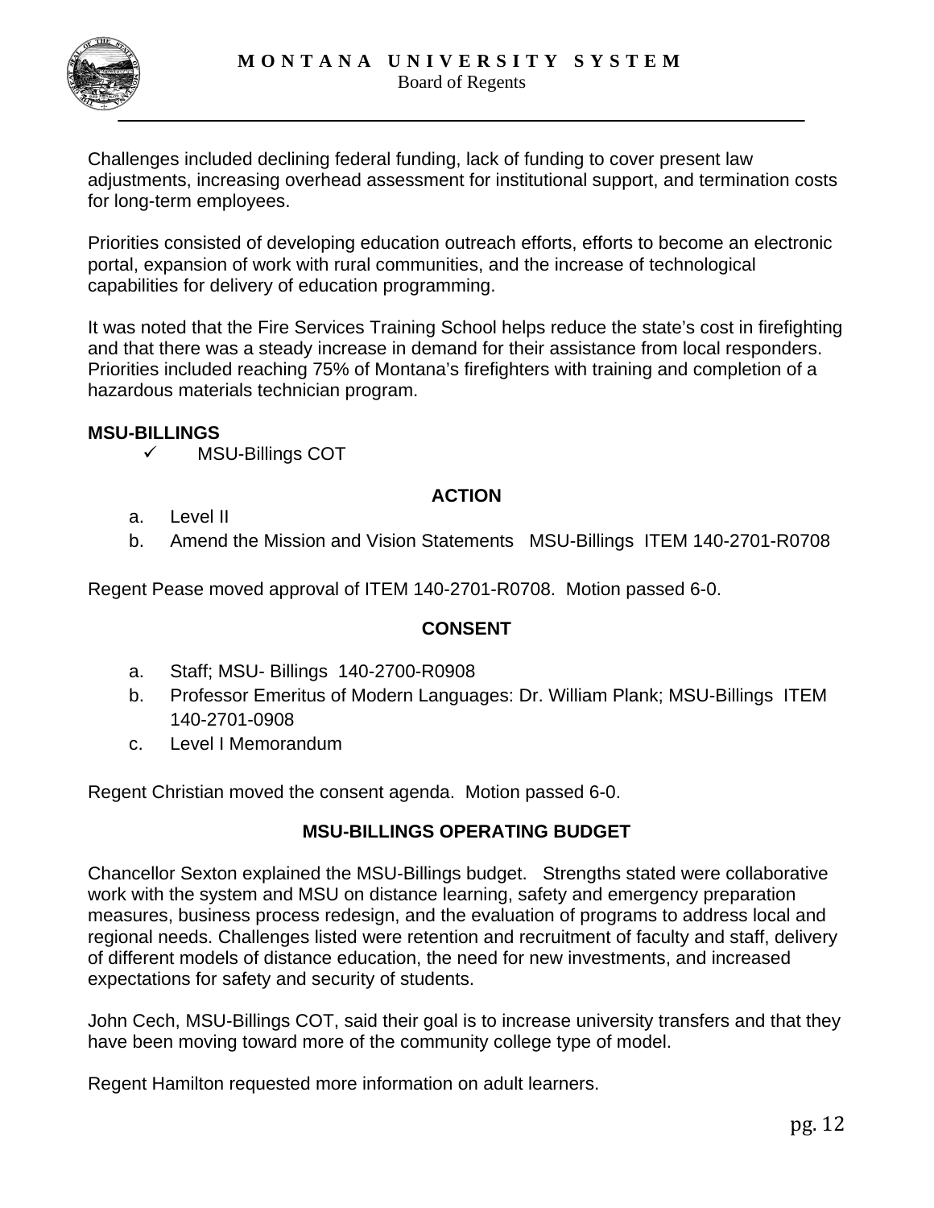Challenges included declining federal funding, lack of funding to cover present law adjustments, increasing overhead assessment for institutional support, and termination costs for long-term employees.

Priorities consisted of developing education outreach efforts, efforts to become an electronic portal, expansion of work with rural communities, and the increase of technological capabilities for delivery of education programming.

It was noted that the Fire Services Training School helps reduce the state's cost in firefighting and that there was a steady increase in demand for their assistance from local responders. Priorities included reaching 75% of Montana's firefighters with training and completion of a hazardous materials technician program.

**MSU-BILLINGS**

- ✓ MSU-Billings COT

**ACTION**

a. Level II
b. Amend the Mission and Vision Statements MSU-Billings ITEM 140-2701-R0708

Regent Pease moved approval of ITEM 140-2701-R0708. Motion passed 6-0.

**CONSENT**

a. Staff; MSU- Billings 140-2700-R0908
b. Professor Emeritus of Modern Languages: Dr. William Plank; MSU-Billings ITEM 140-2701-0908
c. Level I Memorandum

Regent Christian moved the consent agenda. Motion passed 6-0.

**MSU-BILLINGS OPERATING BUDGET**

Chancellor Sexton explained the MSU-Billings budget. Strengths stated were collaborative work with the system and MSU on distance learning, safety and emergency preparation measures, business process redesign, and the evaluation of programs to address local and regional needs. Challenges listed were retention and recruitment of faculty and staff, delivery of different models of distance education, the need for new investments, and increased expectations for safety and security of students.

John Cech, MSU-Billings COT, said their goal is to increase university transfers and that they have been moving toward more of the community college type of model.

Regent Hamilton requested more information on adult learners.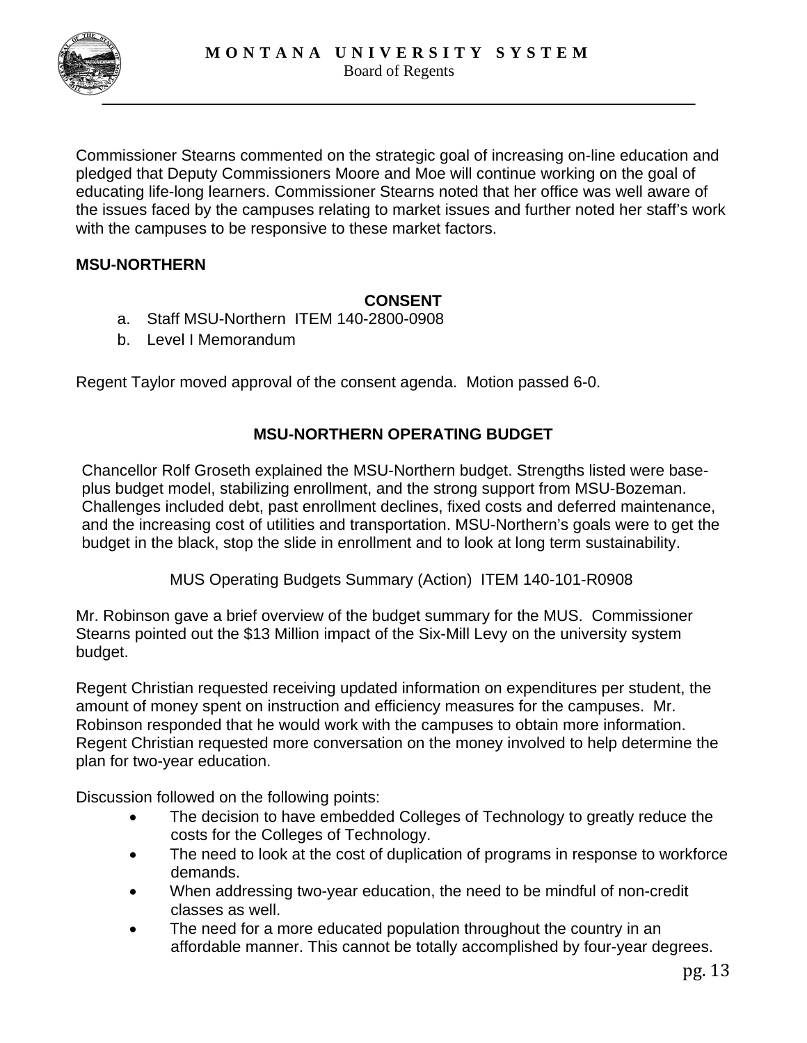Commissioner Stearns commented on the strategic goal of increasing on-line education and pledged that Deputy Commissioners Moore and Moe will continue working on the goal of educating life-long learners. Commissioner Stearns noted that her office was well aware of the issues faced by the campuses relating to market issues and further noted her staff's work with the campuses to be responsive to these market factors.

**MSU-NORTHERN**

**CONSENT**

a. Staff MSU-Northern ITEM 140-2800-0908
b. Level I Memorandum

Regent Taylor moved approval of the consent agenda. Motion passed 6-0.

**MSU-NORTHERN OPERATING BUDGET**

Chancellor Rolf Groseth explained the MSU-Northern budget. Strengths listed were base-plus budget model, stabilizing enrollment, and the strong support from MSU-Bozeman. Challenges included debt, past enrollment declines, fixed costs and deferred maintenance, and the increasing cost of utilities and transportation. MSU-Northern's goals were to get the budget in the black, stop the slide in enrollment and to look at long term sustainability.

MUS Operating Budgets Summary (Action) ITEM 140-101-R0908

Mr. Robinson gave a brief overview of the budget summary for the MUS. Commissioner Stearns pointed out the $13 Million impact of the Six-Mill Levy on the university system budget.

Regent Christian requested receiving updated information on expenditures per student, the amount of money spent on instruction and efficiency measures for the campuses. Mr. Robinson responded that he would work with the campuses to obtain more information. Regent Christian requested more conversation on the money involved to help determine the plan for two-year education.

Discussion followed on the following points:

- The decision to have embedded Colleges of Technology to greatly reduce the costs for the Colleges of Technology.
- The need to look at the cost of duplication of programs in response to workforce demands.
- When addressing two-year education, the need to be mindful of non-credit classes as well.
- The need for a more educated population throughout the country in an affordable manner. This cannot be totally accomplished by four-year degrees.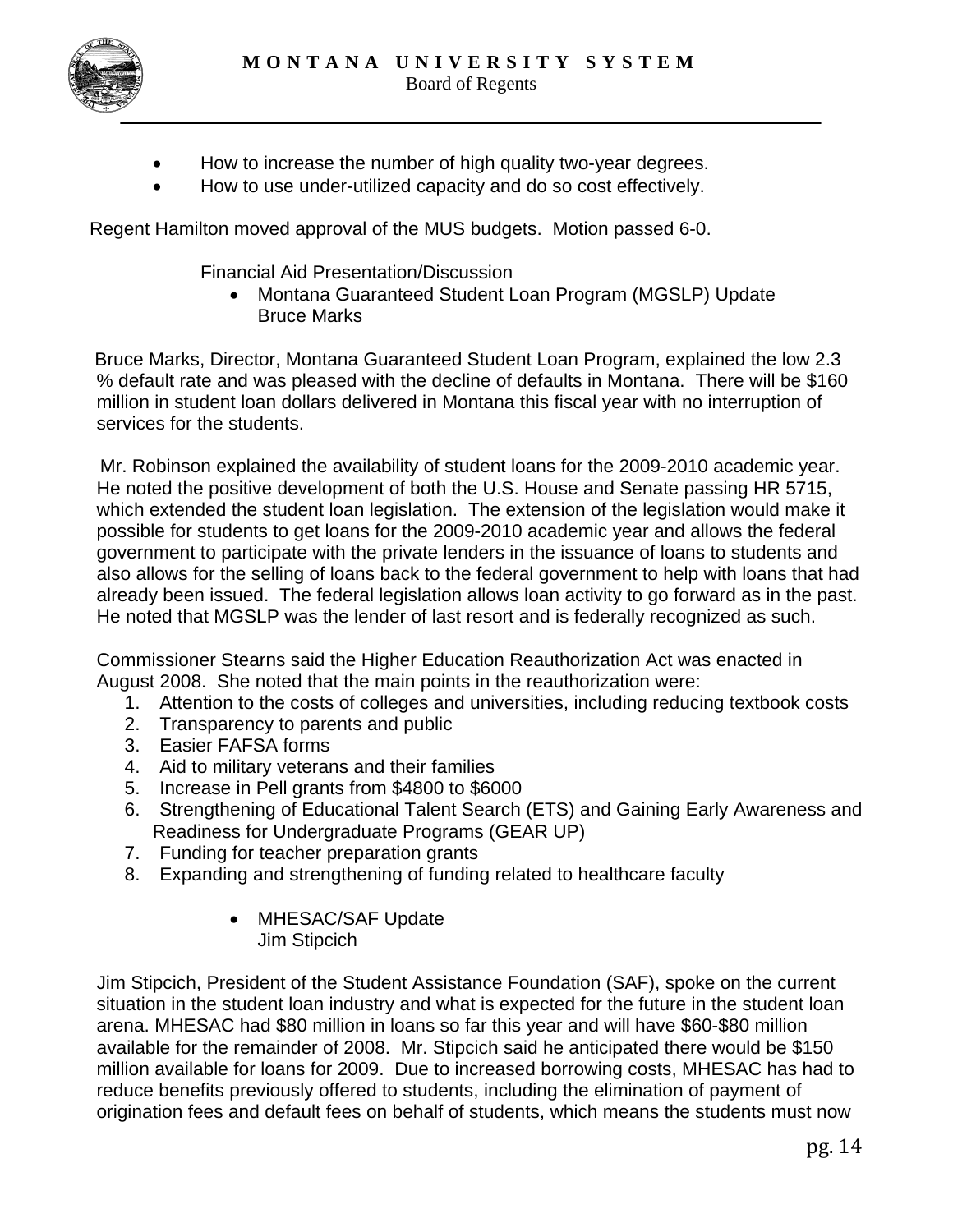- How to increase the number of high quality two-year degrees.
- How to use under-utilized capacity and do so cost effectively.

Regent Hamilton moved approval of the MUS budgets. Motion passed 6-0.

Financial Aid Presentation/Discussion

- Montana Guaranteed Student Loan Program (MGSLP) Update
  Bruce Marks

Bruce Marks, Director, Montana Guaranteed Student Loan Program, explained the low 2.3 % default rate and was pleased with the decline of defaults in Montana. There will be $160 million in student loan dollars delivered in Montana this fiscal year with no interruption of services for the students.

Mr. Robinson explained the availability of student loans for the 2009-2010 academic year. He noted the positive development of both the U.S. House and Senate passing HR 5715, which extended the student loan legislation. The extension of the legislation would make it possible for students to get loans for the 2009-2010 academic year and allows the federal government to participate with the private lenders in the issuance of loans to students and also allows for the selling of loans back to the federal government to help with loans that had already been issued. The federal legislation allows loan activity to go forward as in the past. He noted that MGSLP was the lender of last resort and is federally recognized as such.

Commissioner Stearns said the Higher Education Reauthorization Act was enacted in August 2008. She noted that the main points in the reauthorization were:

1. Attention to the costs of colleges and universities, including reducing textbook costs
2. Transparency to parents and public
3. Easier FAFSA forms
4. Aid to military veterans and their families
5. Increase in Pell grants from $4800 to $6000
6. Strengthening of Educational Talent Search (ETS) and Gaining Early Awareness and Readiness for Undergraduate Programs (GEAR UP)
7. Funding for teacher preparation grants
8. Expanding and strengthening of funding related to healthcare faculty

- MHESAC/SAF Update
  Jim Stipcich

Jim Stipcich, President of the Student Assistance Foundation (SAF), spoke on the current situation in the student loan industry and what is expected for the future in the student loan arena. MHESAC had $80 million in loans so far this year and will have $60-$80 million available for the remainder of 2008. Mr. Stipcich said he anticipated there would be $150 million available for loans for 2009. Due to increased borrowing costs, MHESAC has had to reduce benefits previously offered to students, including the elimination of payment of origination fees and default fees on behalf of students, which means the students must now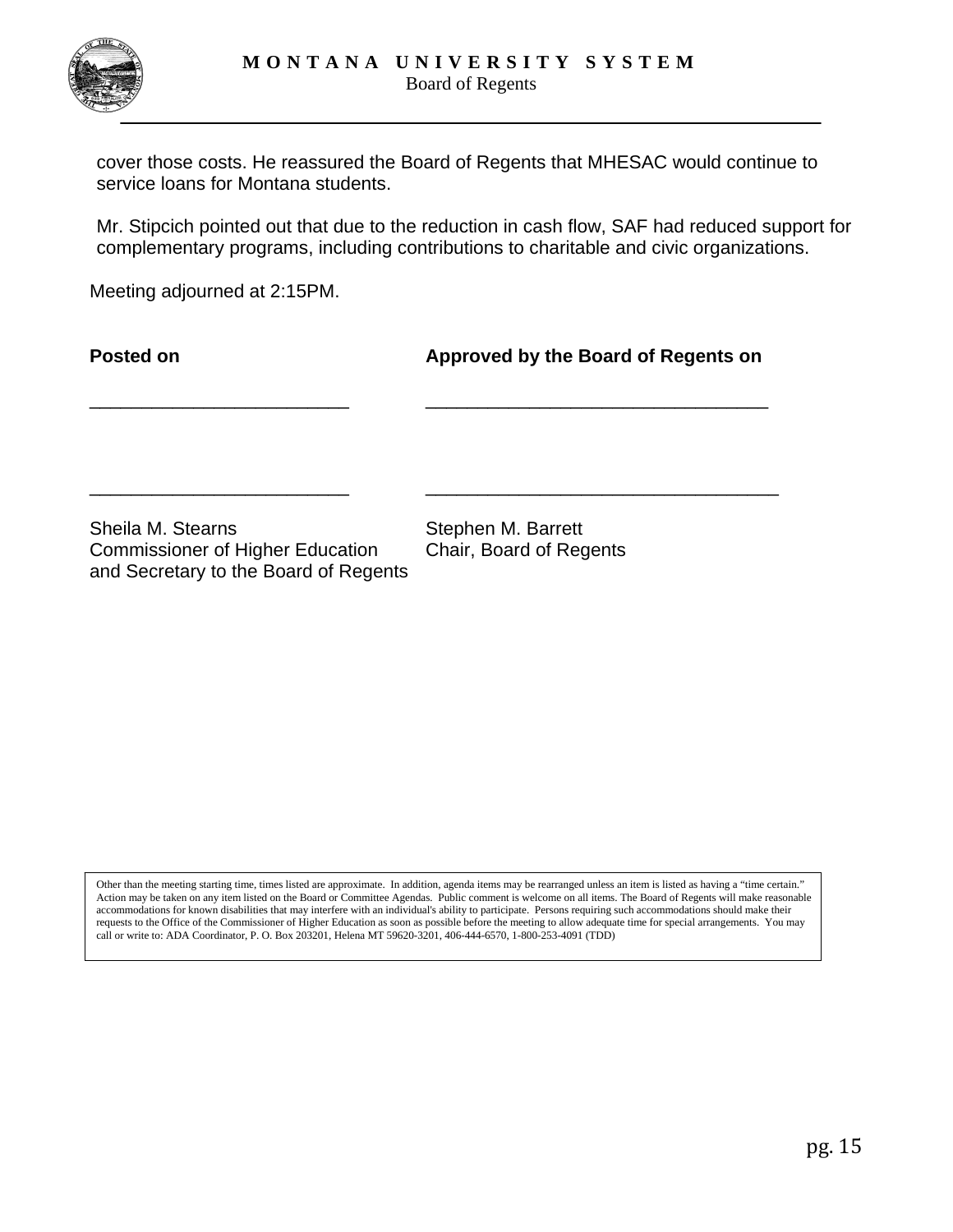cover those costs. He reassured the Board of Regents that MHESAC would continue to service loans for Montana students.

Mr. Stipcich pointed out that due to the reduction in cash flow, SAF had reduced support for complementary programs, including contributions to charitable and civic organizations.

Meeting adjourned at 2:15PM.

| | |
|---|---|
| **Posted on** | **Approved by the Board of Regents on** |
| _________________________ | _________________________________ |
| _________________________ | __________________________________ |
| Sheila M. Stearns<br>Commissioner of Higher Education<br>and Secretary to the Board of Regents | Stephen M. Barrett<br>Chair, Board of Regents |

Other than the meeting starting time, times listed are approximate. In addition, agenda items may be rearranged unless an item is listed as having a "time certain." Action may be taken on any item listed on the Board or Committee Agendas. Public comment is welcome on all items. The Board of Regents will make reasonable accommodations for known disabilities that may interfere with an individual's ability to participate. Persons requiring such accommodations should make their requests to the Office of the Commissioner of Higher Education as soon as possible before the meeting to allow adequate time for special arrangements. You may call or write to: ADA Coordinator, P. O. Box 203201, Helena MT 59620-3201, 406-444-6570, 1-800-253-4091 (TDD)